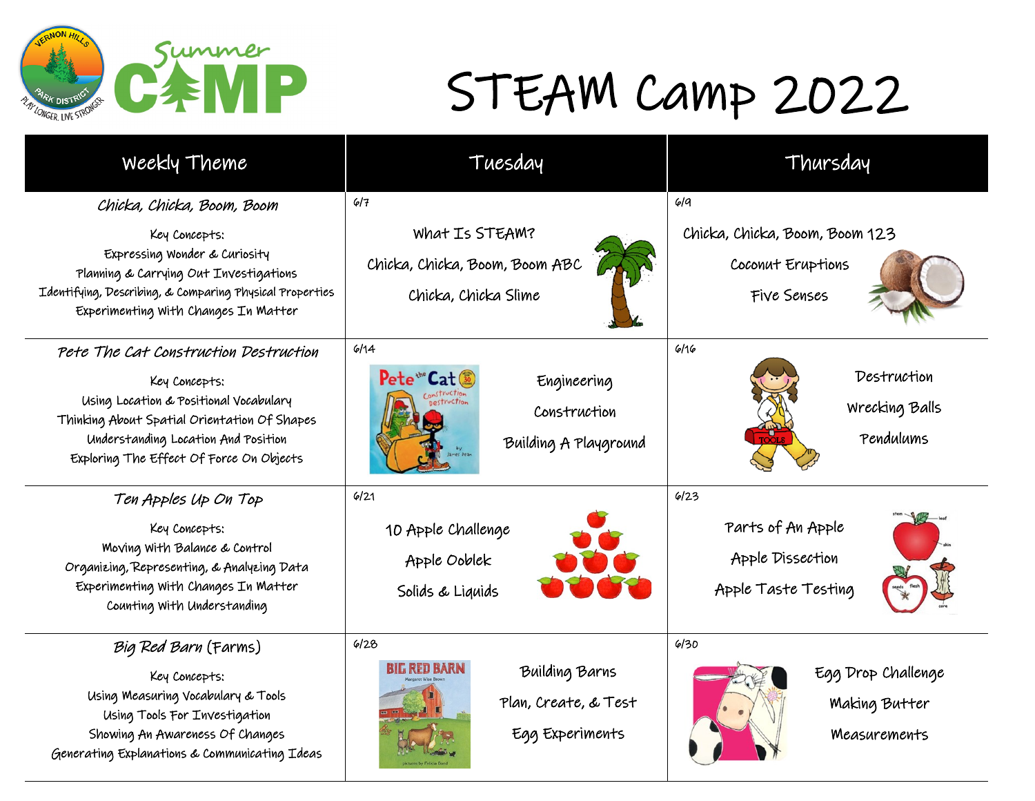# STEAM Camp 2022

| Weekly Theme | Tuesday | Thursday |
|---|---|---|
| *Chicka, Chicka, Boom, Boom*<br><br>Key Concepts:<br>Expressing Wonder & Curiosity<br>Planning & Carrying Out Investigations<br>Identifying, Describing, & Comparing Physical Properties<br>Experimenting With Changes In Matter | 6/7<br><br>What Is STEAM?<br>Chicka, Chicka, Boom, Boom ABC<br>Chicka, Chicka Slime | 6/9<br><br>Chicka, Chicka, Boom, Boom 123<br>Coconut Eruptions<br>Five Senses |
| *Pete The Cat Construction Destruction*<br><br>Key Concepts:<br>Using Location & Positional Vocabulary<br>Thinking About Spatial Orientation Of Shapes<br>Understanding Location And Position<br>Exploring The Effect Of Force On Objects | 6/14<br><br>Engineering<br>Construction<br>Building A Playground | 6/16<br><br>Destruction<br>Wrecking Balls<br>Pendulums |
| *Ten Apples Up On Top*<br><br>Key Concepts:<br>Moving With Balance & Control<br>Organizing, Representing, & Analyzing Data<br>Experimenting With Changes In Matter<br>Counting With Understanding | 6/21<br><br>10 Apple Challenge<br>Apple Ooblek<br>Solids & Liquids | 6/23<br><br>Parts of An Apple<br>Apple Dissection<br>Apple Taste Testing |
| *Big Red Barn* (Farms)<br><br>Key Concepts:<br>Using Measuring Vocabulary & Tools<br>Using Tools For Investigation<br>Showing An Awareness Of Changes<br>Generating Explanations & Communicating Ideas | 6/28<br><br>Building Barns<br>Plan, Create, & Test<br>Egg Experiments | 6/30<br><br>Egg Drop Challenge<br>Making Butter<br>Measurements |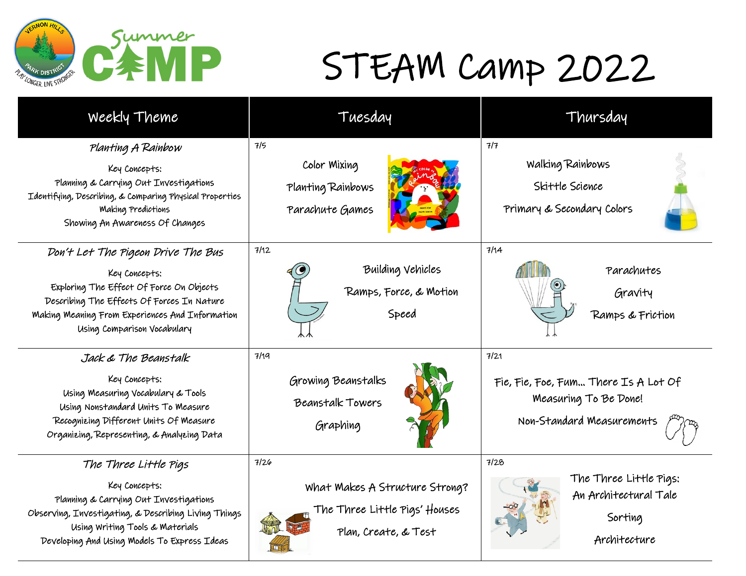# STEAM Camp 2022

Vernon Hills Park District — Summer Camp

Play Longer. Live Stronger.

| Weekly Theme | Tuesday | Thursday |
| --- | --- | --- |
| *Planting A Rainbow*<br><br>Key Concepts:<br>Planning & Carrying Out Investigations<br>Identifying, Describing, & Comparing Physical Properties<br>Making Predictions<br>Showing An Awareness Of Changes | 7/5<br><br>Color Mixing<br><br>Planting Rainbows<br><br>Parachute Games | 7/7<br><br>Walking Rainbows<br><br>Skittle Science<br><br>Primary & Secondary Colors |
| *Don't Let The Pigeon Drive The Bus*<br><br>Key Concepts:<br>Exploring The Effect Of Force On Objects<br>Describing The Effects Of Forces In Nature<br>Making Meaning From Experiences And Information<br>Using Comparison Vocabulary | 7/12<br><br>Building Vehicles<br><br>Ramps, Force, & Motion<br><br>Speed | 7/14<br><br>Parachutes<br><br>Gravity<br><br>Ramps & Friction |
| *Jack & The Beanstalk*<br><br>Key Concepts:<br>Using Measuring Vocabulary & Tools<br>Using Nonstandard Units To Measure<br>Recognizing Different Units Of Measure<br>Organizing, Representing, & Analyzing Data | 7/19<br><br>Growing Beanstalks<br><br>Beanstalk Towers<br><br>Graphing | 7/21<br><br>Fie, Fie, Foe, Fum... There Is A Lot Of Measuring To Be Done!<br><br>Non-Standard Measurements |
| *The Three Little Pigs*<br><br>Key Concepts:<br>Planning & Carrying Out Investigations<br>Observing, Investigating, & Describing Living Things<br>Using Writing Tools & Materials<br>Developing And Using Models To Express Ideas | 7/26<br><br>What Makes A Structure Strong?<br><br>The Three Little Pigs' Houses<br><br>Plan, Create, & Test | 7/28<br><br>The Three Little Pigs: An Architectural Tale<br><br>Sorting<br><br>Architecture |